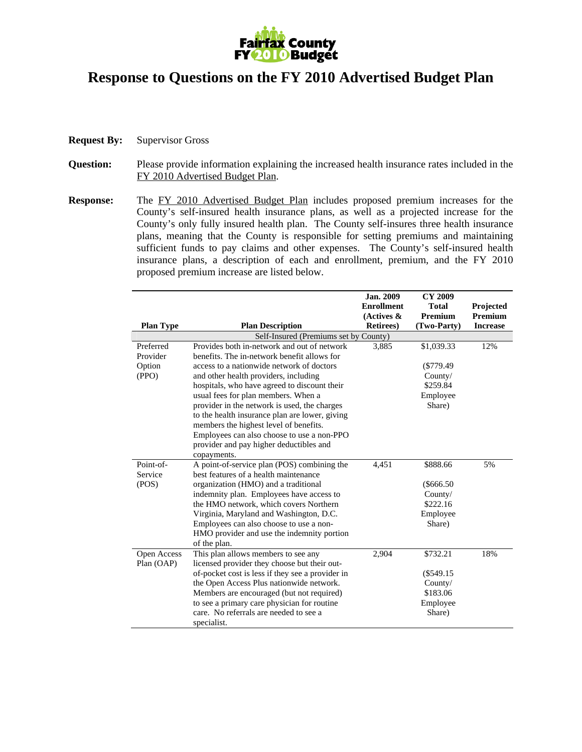# Response to Questions on the FY 2010 Advertised Budget Plan

**Request By:** Supervisor Gross

**Question:** Please provide information explaining the increased health insurance rates included in the FY 2010 Advertised Budget Plan.

**Response:** The FY 2010 Advertised Budget Plan includes proposed premium increases for the County's self-insured health insurance plans, as well as a projected increase for the County's only fully insured health plan. The County self-insures three health insurance plans, meaning that the County is responsible for setting premiums and maintaining sufficient funds to pay claims and other expenses. The County's self-insured health insurance plans, a description of each and enrollment, premium, and the FY 2010 proposed premium increase are listed below.

| Plan Type | Plan Description | Jan. 2009 Enrollment (Actives & Retirees) | CY 2009 Total Premium (Two-Party) | Projected Premium Increase |
|---|---|---|---|---|
| | Self-Insured (Premiums set by County) | | | |
| Preferred Provider Option (PPO) | Provides both in-network and out of network benefits. The in-network benefit allows for access to a nationwide network of doctors and other health providers, including hospitals, who have agreed to discount their usual fees for plan members. When a provider in the network is used, the charges to the health insurance plan are lower, giving members the highest level of benefits. Employees can also choose to use a non-PPO provider and pay higher deductibles and copayments. | 3,885 | $1,039.33 ($779.49 County/ $259.84 Employee Share) | 12% |
| Point-of-Service (POS) | A point-of-service plan (POS) combining the best features of a health maintenance organization (HMO) and a traditional indemnity plan. Employees have access to the HMO network, which covers Northern Virginia, Maryland and Washington, D.C. Employees can also choose to use a non-HMO provider and use the indemnity portion of the plan. | 4,451 | $888.66 ($666.50 County/ $222.16 Employee Share) | 5% |
| Open Access Plan (OAP) | This plan allows members to see any licensed provider they choose but their out-of-pocket cost is less if they see a provider in the Open Access Plus nationwide network. Members are encouraged (but not required) to see a primary care physician for routine care. No referrals are needed to see a specialist. | 2,904 | $732.21 ($549.15 County/ $183.06 Employee Share) | 18% |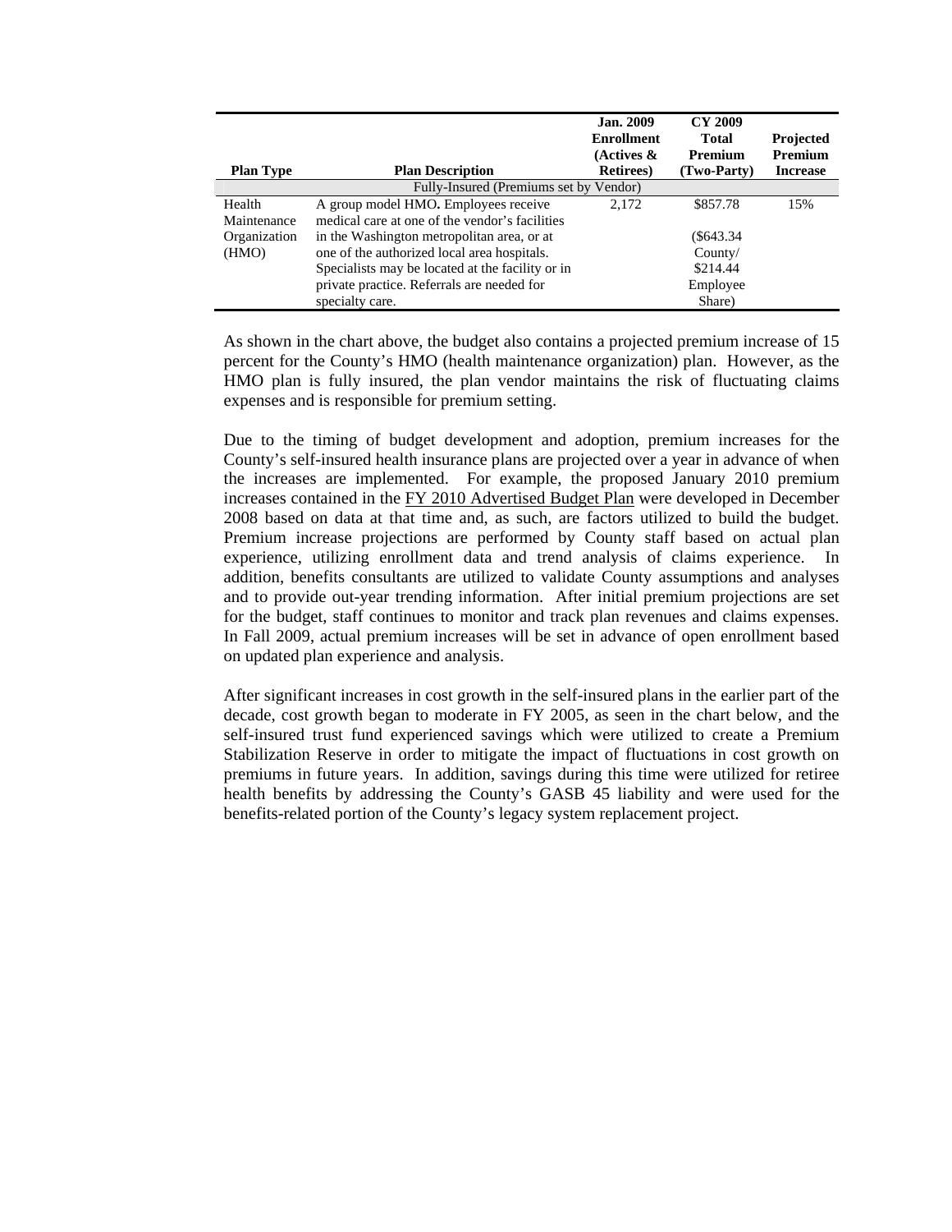| Plan Type | Plan Description | Jan. 2009 Enrollment (Actives & Retirees) | CY 2009 Total Premium (Two-Party) | Projected Premium Increase |
|---|---|---|---|---|
| Fully-Insured (Premiums set by Vendor) | | | | |
| Health Maintenance Organization (HMO) | A group model HMO. Employees receive medical care at one of the vendor's facilities in the Washington metropolitan area, or at one of the authorized local area hospitals. Specialists may be located at the facility or in private practice. Referrals are needed for specialty care. | 2,172 | \$857.78 (\$643.34 County/ \$214.44 Employee Share) | 15% |

As shown in the chart above, the budget also contains a projected premium increase of 15 percent for the County's HMO (health maintenance organization) plan. However, as the HMO plan is fully insured, the plan vendor maintains the risk of fluctuating claims expenses and is responsible for premium setting.

Due to the timing of budget development and adoption, premium increases for the County's self-insured health insurance plans are projected over a year in advance of when the increases are implemented. For example, the proposed January 2010 premium increases contained in the FY 2010 Advertised Budget Plan were developed in December 2008 based on data at that time and, as such, are factors utilized to build the budget. Premium increase projections are performed by County staff based on actual plan experience, utilizing enrollment data and trend analysis of claims experience. In addition, benefits consultants are utilized to validate County assumptions and analyses and to provide out-year trending information. After initial premium projections are set for the budget, staff continues to monitor and track plan revenues and claims expenses. In Fall 2009, actual premium increases will be set in advance of open enrollment based on updated plan experience and analysis.

After significant increases in cost growth in the self-insured plans in the earlier part of the decade, cost growth began to moderate in FY 2005, as seen in the chart below, and the self-insured trust fund experienced savings which were utilized to create a Premium Stabilization Reserve in order to mitigate the impact of fluctuations in cost growth on premiums in future years. In addition, savings during this time were utilized for retiree health benefits by addressing the County's GASB 45 liability and were used for the benefits-related portion of the County's legacy system replacement project.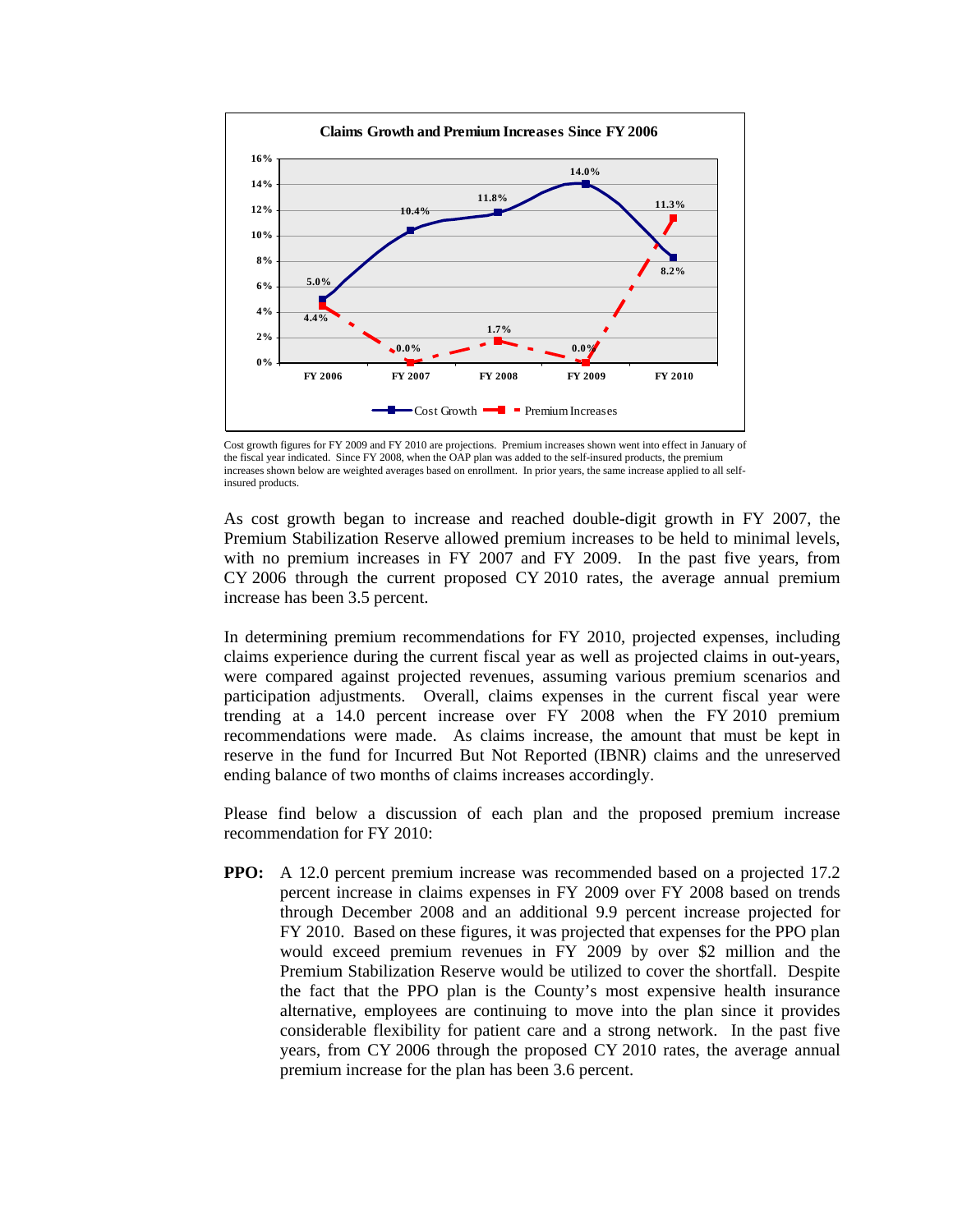**Claims Growth and Premium Increases Since FY 2006**

| | FY 2006 | FY 2007 | FY 2008 | FY 2009 | FY 2010 |
|---|---|---|---|---|---|
| Cost Growth | 5.0% | 10.4% | 11.8% | 14.0% | 8.2% |
| Premium Increases | 4.4% | 0.0% | 1.7% | 0.0% | 11.3% |

Cost growth figures for FY 2009 and FY 2010 are projections. Premium increases shown went into effect in January of the fiscal year indicated. Since FY 2008, when the OAP plan was added to the self-insured products, the premium increases shown below are weighted averages based on enrollment. In prior years, the same increase applied to all self-insured products.

As cost growth began to increase and reached double-digit growth in FY 2007, the Premium Stabilization Reserve allowed premium increases to be held to minimal levels, with no premium increases in FY 2007 and FY 2009. In the past five years, from CY 2006 through the current proposed CY 2010 rates, the average annual premium increase has been 3.5 percent.

In determining premium recommendations for FY 2010, projected expenses, including claims experience during the current fiscal year as well as projected claims in out-years, were compared against projected revenues, assuming various premium scenarios and participation adjustments. Overall, claims expenses in the current fiscal year were trending at a 14.0 percent increase over FY 2008 when the FY 2010 premium recommendations were made. As claims increase, the amount that must be kept in reserve in the fund for Incurred But Not Reported (IBNR) claims and the unreserved ending balance of two months of claims increases accordingly.

Please find below a discussion of each plan and the proposed premium increase recommendation for FY 2010:

**PPO:** A 12.0 percent premium increase was recommended based on a projected 17.2 percent increase in claims expenses in FY 2009 over FY 2008 based on trends through December 2008 and an additional 9.9 percent increase projected for FY 2010. Based on these figures, it was projected that expenses for the PPO plan would exceed premium revenues in FY 2009 by over $2 million and the Premium Stabilization Reserve would be utilized to cover the shortfall. Despite the fact that the PPO plan is the County's most expensive health insurance alternative, employees are continuing to move into the plan since it provides considerable flexibility for patient care and a strong network. In the past five years, from CY 2006 through the proposed CY 2010 rates, the average annual premium increase for the plan has been 3.6 percent.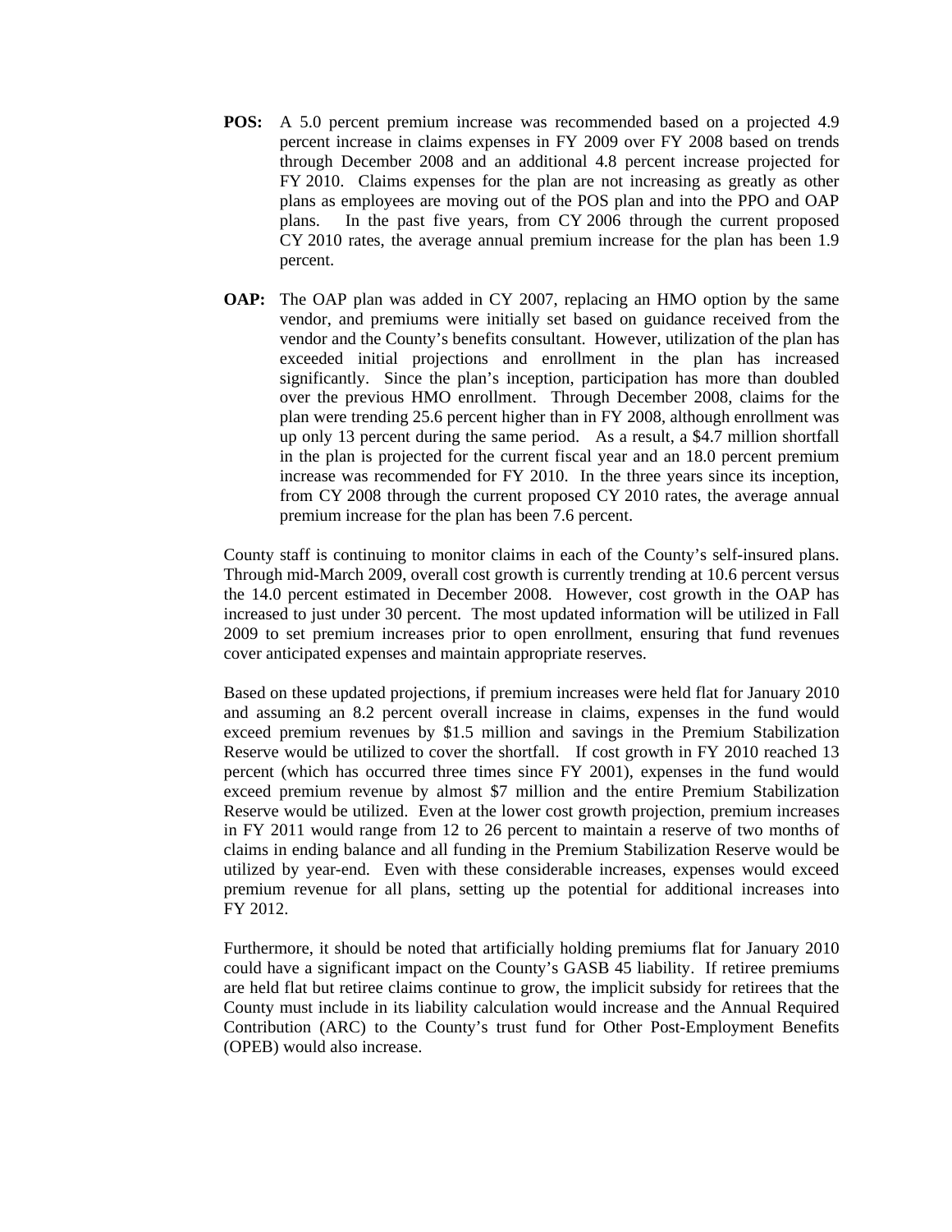**POS:** A 5.0 percent premium increase was recommended based on a projected 4.9 percent increase in claims expenses in FY 2009 over FY 2008 based on trends through December 2008 and an additional 4.8 percent increase projected for FY 2010. Claims expenses for the plan are not increasing as greatly as other plans as employees are moving out of the POS plan and into the PPO and OAP plans. In the past five years, from CY 2006 through the current proposed CY 2010 rates, the average annual premium increase for the plan has been 1.9 percent.

**OAP:** The OAP plan was added in CY 2007, replacing an HMO option by the same vendor, and premiums were initially set based on guidance received from the vendor and the County's benefits consultant. However, utilization of the plan has exceeded initial projections and enrollment in the plan has increased significantly. Since the plan's inception, participation has more than doubled over the previous HMO enrollment. Through December 2008, claims for the plan were trending 25.6 percent higher than in FY 2008, although enrollment was up only 13 percent during the same period. As a result, a $4.7 million shortfall in the plan is projected for the current fiscal year and an 18.0 percent premium increase was recommended for FY 2010. In the three years since its inception, from CY 2008 through the current proposed CY 2010 rates, the average annual premium increase for the plan has been 7.6 percent.

County staff is continuing to monitor claims in each of the County's self-insured plans. Through mid-March 2009, overall cost growth is currently trending at 10.6 percent versus the 14.0 percent estimated in December 2008. However, cost growth in the OAP has increased to just under 30 percent. The most updated information will be utilized in Fall 2009 to set premium increases prior to open enrollment, ensuring that fund revenues cover anticipated expenses and maintain appropriate reserves.

Based on these updated projections, if premium increases were held flat for January 2010 and assuming an 8.2 percent overall increase in claims, expenses in the fund would exceed premium revenues by $1.5 million and savings in the Premium Stabilization Reserve would be utilized to cover the shortfall. If cost growth in FY 2010 reached 13 percent (which has occurred three times since FY 2001), expenses in the fund would exceed premium revenue by almost $7 million and the entire Premium Stabilization Reserve would be utilized. Even at the lower cost growth projection, premium increases in FY 2011 would range from 12 to 26 percent to maintain a reserve of two months of claims in ending balance and all funding in the Premium Stabilization Reserve would be utilized by year-end. Even with these considerable increases, expenses would exceed premium revenue for all plans, setting up the potential for additional increases into FY 2012.

Furthermore, it should be noted that artificially holding premiums flat for January 2010 could have a significant impact on the County's GASB 45 liability. If retiree premiums are held flat but retiree claims continue to grow, the implicit subsidy for retirees that the County must include in its liability calculation would increase and the Annual Required Contribution (ARC) to the County's trust fund for Other Post-Employment Benefits (OPEB) would also increase.